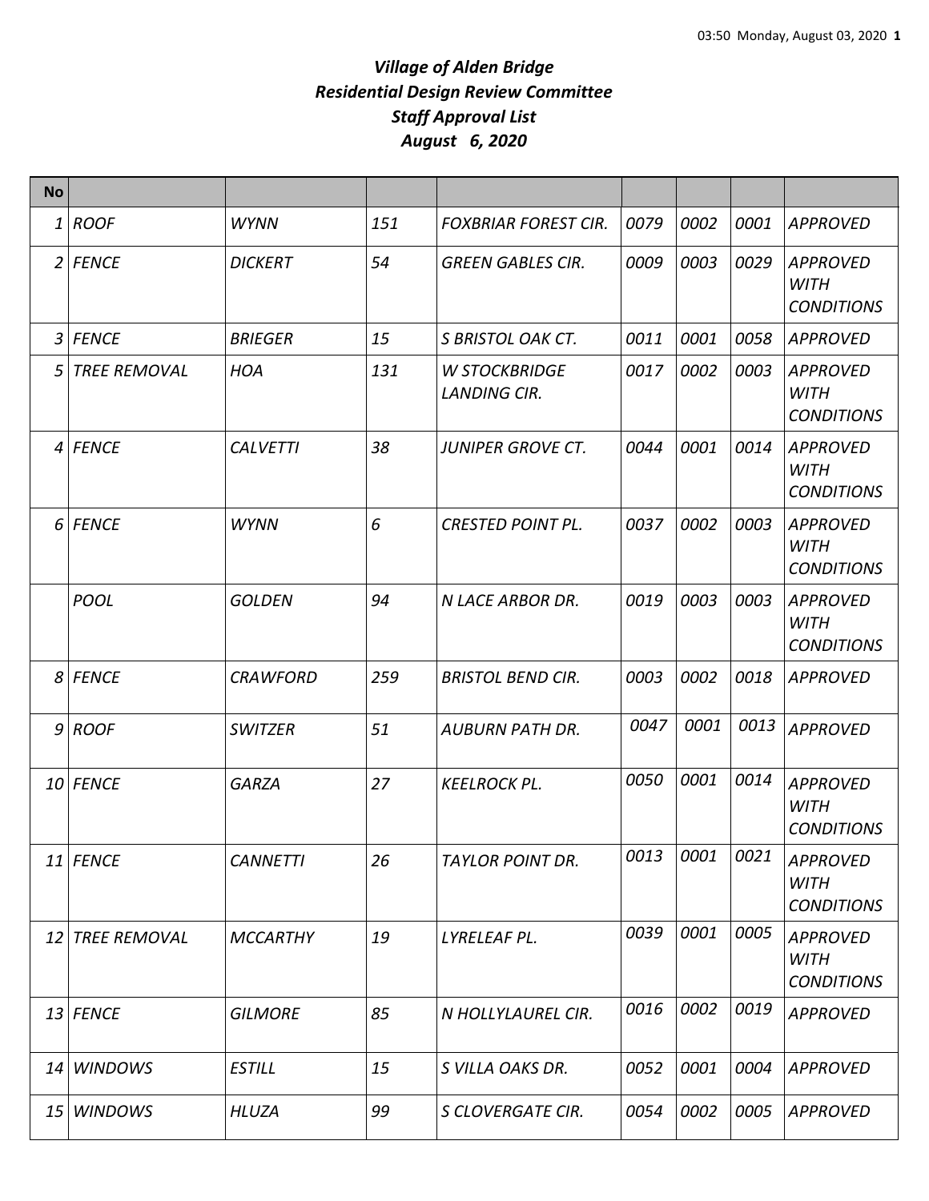# *Village of Alden Bridge*
## *Residential Design Review Committee*
## *Staff Approval List*
## *August 6, 2020*

| No | | | | | | | | |
|---|---|---|---|---|---|---|---|---|
| 1 | ROOF | WYNN | 151 | FOXBRIAR FOREST CIR. | 0079 | 0002 | 0001 | APPROVED |
| 2 | FENCE | DICKERT | 54 | GREEN GABLES CIR. | 0009 | 0003 | 0029 | APPROVED WITH CONDITIONS |
| 3 | FENCE | BRIEGER | 15 | S BRISTOL OAK CT. | 0011 | 0001 | 0058 | APPROVED |
| 5 | TREE REMOVAL | HOA | 131 | W STOCKBRIDGE LANDING CIR. | 0017 | 0002 | 0003 | APPROVED WITH CONDITIONS |
| 4 | FENCE | CALVETTI | 38 | JUNIPER GROVE CT. | 0044 | 0001 | 0014 | APPROVED WITH CONDITIONS |
| 6 | FENCE | WYNN | 6 | CRESTED POINT PL. | 0037 | 0002 | 0003 | APPROVED WITH CONDITIONS |
| | POOL | GOLDEN | 94 | N LACE ARBOR DR. | 0019 | 0003 | 0003 | APPROVED WITH CONDITIONS |
| 8 | FENCE | CRAWFORD | 259 | BRISTOL BEND CIR. | 0003 | 0002 | 0018 | APPROVED |
| 9 | ROOF | SWITZER | 51 | AUBURN PATH DR. | 0047 | 0001 | 0013 | APPROVED |
| 10 | FENCE | GARZA | 27 | KEELROCK PL. | 0050 | 0001 | 0014 | APPROVED WITH CONDITIONS |
| 11 | FENCE | CANNETTI | 26 | TAYLOR POINT DR. | 0013 | 0001 | 0021 | APPROVED WITH CONDITIONS |
| 12 | TREE REMOVAL | MCCARTHY | 19 | LYRELEAF PL. | 0039 | 0001 | 0005 | APPROVED WITH CONDITIONS |
| 13 | FENCE | GILMORE | 85 | N HOLLYLAUREL CIR. | 0016 | 0002 | 0019 | APPROVED |
| 14 | WINDOWS | ESTILL | 15 | S VILLA OAKS DR. | 0052 | 0001 | 0004 | APPROVED |
| 15 | WINDOWS | HLUZA | 99 | S CLOVERGATE CIR. | 0054 | 0002 | 0005 | APPROVED |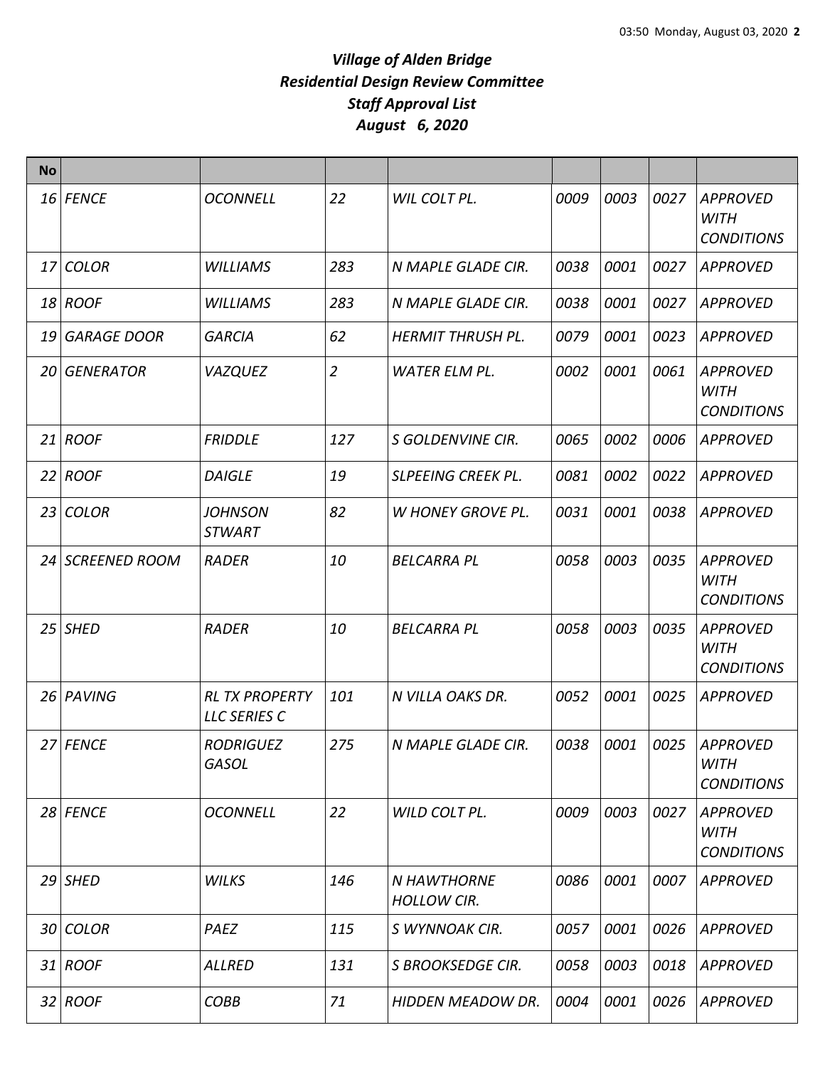## *Village of Alden Bridge*
## *Residential Design Review Committee*
## *Staff Approval List*
## *August 6, 2020*

| No | | | | | | | | |
|---|---|---|---|---|---|---|---|---|
| 16 | FENCE | OCONNELL | 22 | WIL COLT PL. | 0009 | 0003 | 0027 | APPROVED WITH CONDITIONS |
| 17 | COLOR | WILLIAMS | 283 | N MAPLE GLADE CIR. | 0038 | 0001 | 0027 | APPROVED |
| 18 | ROOF | WILLIAMS | 283 | N MAPLE GLADE CIR. | 0038 | 0001 | 0027 | APPROVED |
| 19 | GARAGE DOOR | GARCIA | 62 | HERMIT THRUSH PL. | 0079 | 0001 | 0023 | APPROVED |
| 20 | GENERATOR | VAZQUEZ | 2 | WATER ELM PL. | 0002 | 0001 | 0061 | APPROVED WITH CONDITIONS |
| 21 | ROOF | FRIDDLE | 127 | S GOLDENVINE CIR. | 0065 | 0002 | 0006 | APPROVED |
| 22 | ROOF | DAIGLE | 19 | SLPEEING CREEK PL. | 0081 | 0002 | 0022 | APPROVED |
| 23 | COLOR | JOHNSON STWART | 82 | W HONEY GROVE PL. | 0031 | 0001 | 0038 | APPROVED |
| 24 | SCREENED ROOM | RADER | 10 | BELCARRA PL | 0058 | 0003 | 0035 | APPROVED WITH CONDITIONS |
| 25 | SHED | RADER | 10 | BELCARRA PL | 0058 | 0003 | 0035 | APPROVED WITH CONDITIONS |
| 26 | PAVING | RL TX PROPERTY LLC SERIES C | 101 | N VILLA OAKS DR. | 0052 | 0001 | 0025 | APPROVED |
| 27 | FENCE | RODRIGUEZ GASOL | 275 | N MAPLE GLADE CIR. | 0038 | 0001 | 0025 | APPROVED WITH CONDITIONS |
| 28 | FENCE | OCONNELL | 22 | WILD COLT PL. | 0009 | 0003 | 0027 | APPROVED WITH CONDITIONS |
| 29 | SHED | WILKS | 146 | N HAWTHORNE HOLLOW CIR. | 0086 | 0001 | 0007 | APPROVED |
| 30 | COLOR | PAEZ | 115 | S WYNNOAK CIR. | 0057 | 0001 | 0026 | APPROVED |
| 31 | ROOF | ALLRED | 131 | S BROOKSEDGE CIR. | 0058 | 0003 | 0018 | APPROVED |
| 32 | ROOF | COBB | 71 | HIDDEN MEADOW DR. | 0004 | 0001 | 0026 | APPROVED |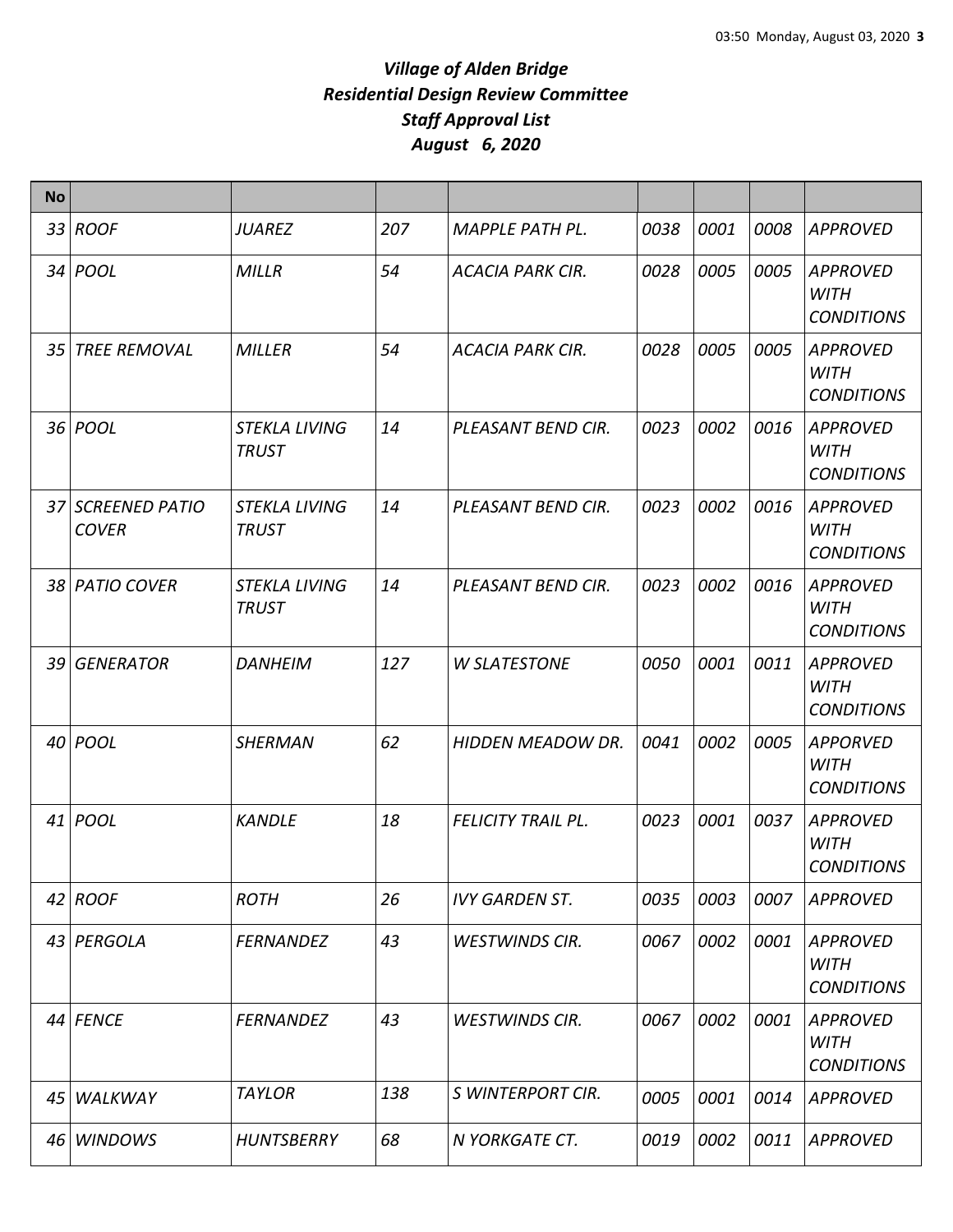# *Village of Alden Bridge*
# *Residential Design Review Committee*
# *Staff Approval List*
# *August 6, 2020*

| No | | | | | | | | |
|---|---|---|---|---|---|---|---|---|
| 33 | ROOF | JUAREZ | 207 | MAPPLE PATH PL. | 0038 | 0001 | 0008 | APPROVED |
| 34 | POOL | MILLR | 54 | ACACIA PARK CIR. | 0028 | 0005 | 0005 | APPROVED WITH CONDITIONS |
| 35 | TREE REMOVAL | MILLER | 54 | ACACIA PARK CIR. | 0028 | 0005 | 0005 | APPROVED WITH CONDITIONS |
| 36 | POOL | STEKLA LIVING TRUST | 14 | PLEASANT BEND CIR. | 0023 | 0002 | 0016 | APPROVED WITH CONDITIONS |
| 37 | SCREENED PATIO COVER | STEKLA LIVING TRUST | 14 | PLEASANT BEND CIR. | 0023 | 0002 | 0016 | APPROVED WITH CONDITIONS |
| 38 | PATIO COVER | STEKLA LIVING TRUST | 14 | PLEASANT BEND CIR. | 0023 | 0002 | 0016 | APPROVED WITH CONDITIONS |
| 39 | GENERATOR | DANHEIM | 127 | W SLATESTONE | 0050 | 0001 | 0011 | APPROVED WITH CONDITIONS |
| 40 | POOL | SHERMAN | 62 | HIDDEN MEADOW DR. | 0041 | 0002 | 0005 | APPORVED WITH CONDITIONS |
| 41 | POOL | KANDLE | 18 | FELICITY TRAIL PL. | 0023 | 0001 | 0037 | APPROVED WITH CONDITIONS |
| 42 | ROOF | ROTH | 26 | IVY GARDEN ST. | 0035 | 0003 | 0007 | APPROVED |
| 43 | PERGOLA | FERNANDEZ | 43 | WESTWINDS CIR. | 0067 | 0002 | 0001 | APPROVED WITH CONDITIONS |
| 44 | FENCE | FERNANDEZ | 43 | WESTWINDS CIR. | 0067 | 0002 | 0001 | APPROVED WITH CONDITIONS |
| 45 | WALKWAY | TAYLOR | 138 | S WINTERPORT CIR. | 0005 | 0001 | 0014 | APPROVED |
| 46 | WINDOWS | HUNTSBERRY | 68 | N YORKGATE CT. | 0019 | 0002 | 0011 | APPROVED |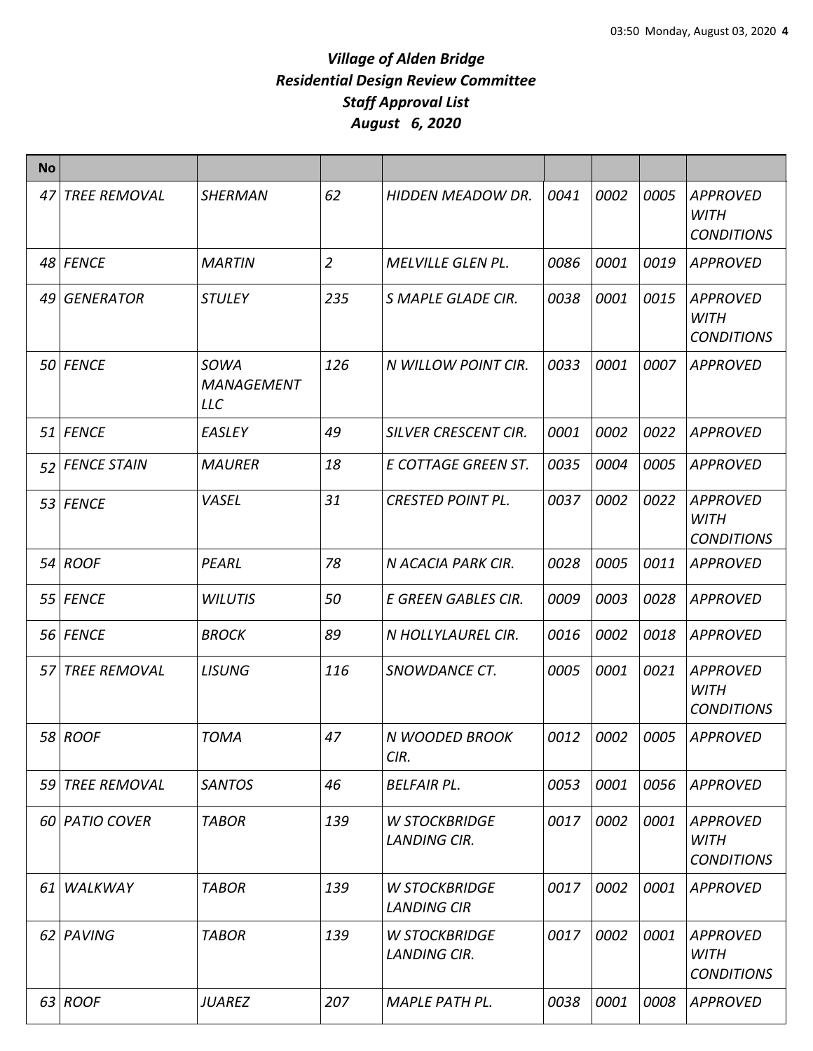# *Village of Alden Bridge*
# *Residential Design Review Committee*
# *Staff Approval List*
# *August 6, 2020*

| No | | | | | | | | |
|---|---|---|---|---|---|---|---|---|
| 47 | TREE REMOVAL | SHERMAN | 62 | HIDDEN MEADOW DR. | 0041 | 0002 | 0005 | APPROVED WITH CONDITIONS |
| 48 | FENCE | MARTIN | 2 | MELVILLE GLEN PL. | 0086 | 0001 | 0019 | APPROVED |
| 49 | GENERATOR | STULEY | 235 | S MAPLE GLADE CIR. | 0038 | 0001 | 0015 | APPROVED WITH CONDITIONS |
| 50 | FENCE | SOWA MANAGEMENT LLC | 126 | N WILLOW POINT CIR. | 0033 | 0001 | 0007 | APPROVED |
| 51 | FENCE | EASLEY | 49 | SILVER CRESCENT CIR. | 0001 | 0002 | 0022 | APPROVED |
| 52 | FENCE STAIN | MAURER | 18 | E COTTAGE GREEN ST. | 0035 | 0004 | 0005 | APPROVED |
| 53 | FENCE | VASEL | 31 | CRESTED POINT PL. | 0037 | 0002 | 0022 | APPROVED WITH CONDITIONS |
| 54 | ROOF | PEARL | 78 | N ACACIA PARK CIR. | 0028 | 0005 | 0011 | APPROVED |
| 55 | FENCE | WILUTIS | 50 | E GREEN GABLES CIR. | 0009 | 0003 | 0028 | APPROVED |
| 56 | FENCE | BROCK | 89 | N HOLLYLAUREL CIR. | 0016 | 0002 | 0018 | APPROVED |
| 57 | TREE REMOVAL | LISUNG | 116 | SNOWDANCE CT. | 0005 | 0001 | 0021 | APPROVED WITH CONDITIONS |
| 58 | ROOF | TOMA | 47 | N WOODED BROOK CIR. | 0012 | 0002 | 0005 | APPROVED |
| 59 | TREE REMOVAL | SANTOS | 46 | BELFAIR PL. | 0053 | 0001 | 0056 | APPROVED |
| 60 | PATIO COVER | TABOR | 139 | W STOCKBRIDGE LANDING CIR. | 0017 | 0002 | 0001 | APPROVED WITH CONDITIONS |
| 61 | WALKWAY | TABOR | 139 | W STOCKBRIDGE LANDING CIR | 0017 | 0002 | 0001 | APPROVED |
| 62 | PAVING | TABOR | 139 | W STOCKBRIDGE LANDING CIR. | 0017 | 0002 | 0001 | APPROVED WITH CONDITIONS |
| 63 | ROOF | JUAREZ | 207 | MAPLE PATH PL. | 0038 | 0001 | 0008 | APPROVED |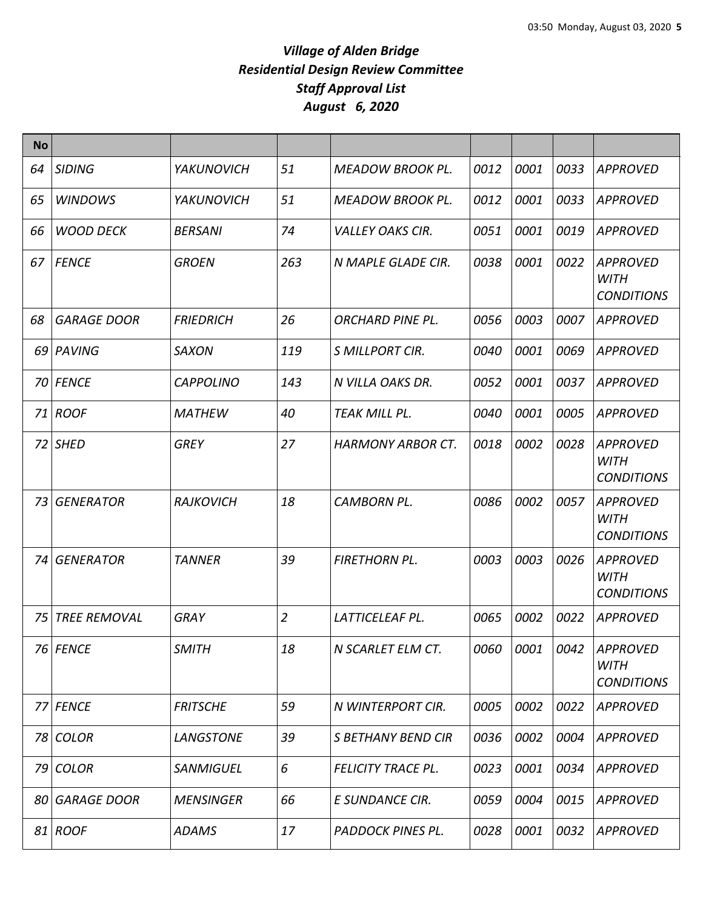# *Village of Alden Bridge*
# *Residential Design Review Committee*
# *Staff Approval List*
# *August 6, 2020*

| No | | | | | | | | |
|---|---|---|---|---|---|---|---|---|
| 64 | SIDING | YAKUNOVICH | 51 | MEADOW BROOK PL. | 0012 | 0001 | 0033 | APPROVED |
| 65 | WINDOWS | YAKUNOVICH | 51 | MEADOW BROOK PL. | 0012 | 0001 | 0033 | APPROVED |
| 66 | WOOD DECK | BERSANI | 74 | VALLEY OAKS CIR. | 0051 | 0001 | 0019 | APPROVED |
| 67 | FENCE | GROEN | 263 | N MAPLE GLADE CIR. | 0038 | 0001 | 0022 | APPROVED WITH CONDITIONS |
| 68 | GARAGE DOOR | FRIEDRICH | 26 | ORCHARD PINE PL. | 0056 | 0003 | 0007 | APPROVED |
| 69 | PAVING | SAXON | 119 | S MILLPORT CIR. | 0040 | 0001 | 0069 | APPROVED |
| 70 | FENCE | CAPPOLINO | 143 | N VILLA OAKS DR. | 0052 | 0001 | 0037 | APPROVED |
| 71 | ROOF | MATHEW | 40 | TEAK MILL PL. | 0040 | 0001 | 0005 | APPROVED |
| 72 | SHED | GREY | 27 | HARMONY ARBOR CT. | 0018 | 0002 | 0028 | APPROVED WITH CONDITIONS |
| 73 | GENERATOR | RAJKOVICH | 18 | CAMBORN PL. | 0086 | 0002 | 0057 | APPROVED WITH CONDITIONS |
| 74 | GENERATOR | TANNER | 39 | FIRETHORN PL. | 0003 | 0003 | 0026 | APPROVED WITH CONDITIONS |
| 75 | TREE REMOVAL | GRAY | 2 | LATTICELEAF PL. | 0065 | 0002 | 0022 | APPROVED |
| 76 | FENCE | SMITH | 18 | N SCARLET ELM CT. | 0060 | 0001 | 0042 | APPROVED WITH CONDITIONS |
| 77 | FENCE | FRITSCHE | 59 | N WINTERPORT CIR. | 0005 | 0002 | 0022 | APPROVED |
| 78 | COLOR | LANGSTONE | 39 | S BETHANY BEND CIR | 0036 | 0002 | 0004 | APPROVED |
| 79 | COLOR | SANMIGUEL | 6 | FELICITY TRACE PL. | 0023 | 0001 | 0034 | APPROVED |
| 80 | GARAGE DOOR | MENSINGER | 66 | E SUNDANCE CIR. | 0059 | 0004 | 0015 | APPROVED |
| 81 | ROOF | ADAMS | 17 | PADDOCK PINES PL. | 0028 | 0001 | 0032 | APPROVED |